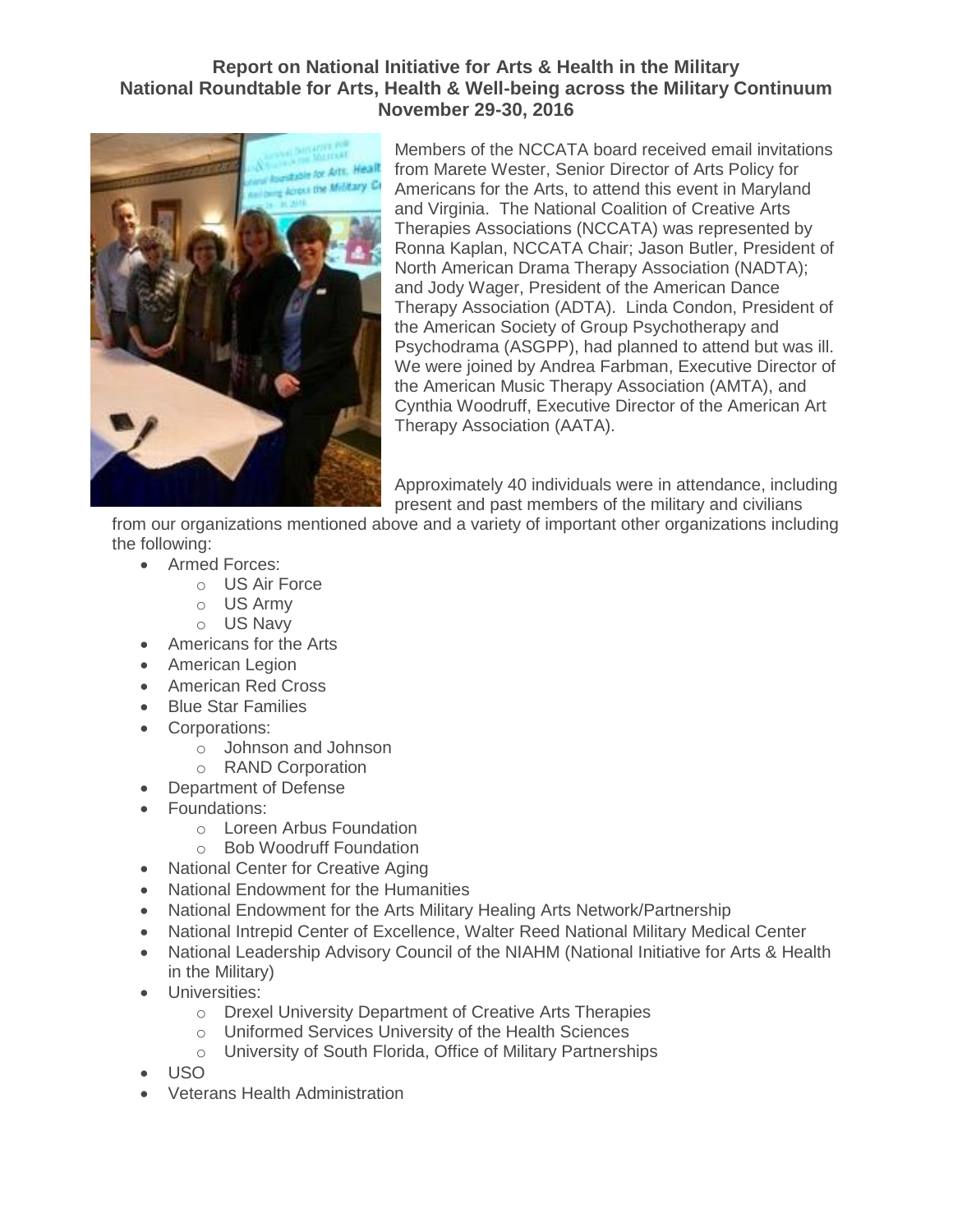**Report on National Initiative for Arts & Health in the Military**
**National Roundtable for Arts, Health & Well-being across the Military Continuum**
**November 29-30, 2016**

Members of the NCCATA board received email invitations from Marete Wester, Senior Director of Arts Policy for Americans for the Arts, to attend this event in Maryland and Virginia. The National Coalition of Creative Arts Therapies Associations (NCCATA) was represented by Ronna Kaplan, NCCATA Chair; Jason Butler, President of North American Drama Therapy Association (NADTA); and Jody Wager, President of the American Dance Therapy Association (ADTA). Linda Condon, President of the American Society of Group Psychotherapy and Psychodrama (ASGPP), had planned to attend but was ill. We were joined by Andrea Farbman, Executive Director of the American Music Therapy Association (AMTA), and Cynthia Woodruff, Executive Director of the American Art Therapy Association (AATA).

Approximately 40 individuals were in attendance, including present and past members of the military and civilians from our organizations mentioned above and a variety of important other organizations including the following:

- Armed Forces:
  - US Air Force
  - US Army
  - US Navy
- Americans for the Arts
- American Legion
- American Red Cross
- Blue Star Families
- Corporations:
  - Johnson and Johnson
  - RAND Corporation
- Department of Defense
- Foundations:
  - Loreen Arbus Foundation
  - Bob Woodruff Foundation
- National Center for Creative Aging
- National Endowment for the Humanities
- National Endowment for the Arts Military Healing Arts Network/Partnership
- National Intrepid Center of Excellence, Walter Reed National Military Medical Center
- National Leadership Advisory Council of the NIAHM (National Initiative for Arts & Health in the Military)
- Universities:
  - Drexel University Department of Creative Arts Therapies
  - Uniformed Services University of the Health Sciences
  - University of South Florida, Office of Military Partnerships
- USO
- Veterans Health Administration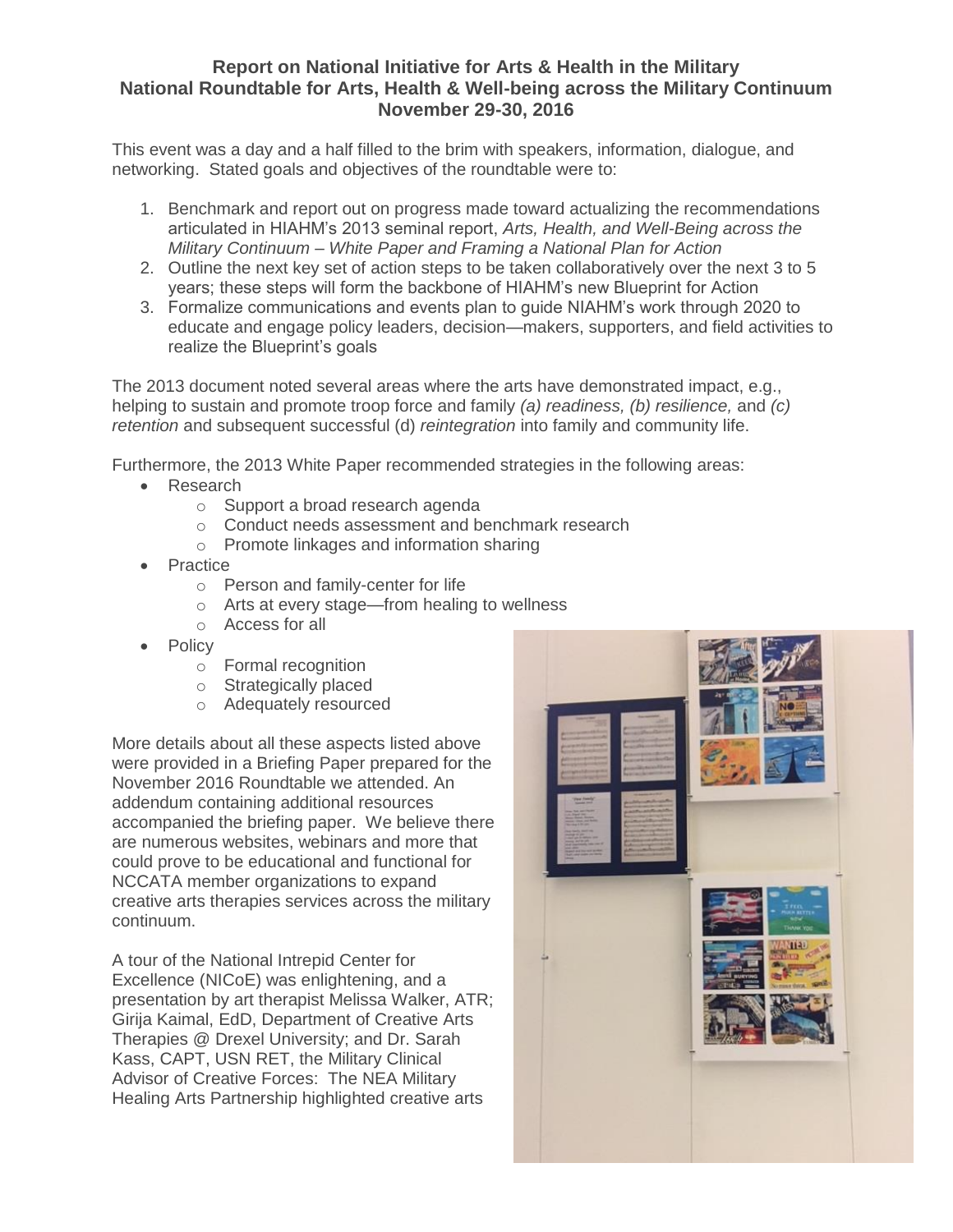**Report on National Initiative for Arts & Health in the Military**
**National Roundtable for Arts, Health & Well-being across the Military Continuum**
**November 29-30, 2016**

This event was a day and a half filled to the brim with speakers, information, dialogue, and networking. Stated goals and objectives of the roundtable were to:

1. Benchmark and report out on progress made toward actualizing the recommendations articulated in HIAHM's 2013 seminal report, *Arts, Health, and Well-Being across the Military Continuum – White Paper and Framing a National Plan for Action*
2. Outline the next key set of action steps to be taken collaboratively over the next 3 to 5 years; these steps will form the backbone of HIAHM's new Blueprint for Action
3. Formalize communications and events plan to guide NIAHM's work through 2020 to educate and engage policy leaders, decision—makers, supporters, and field activities to realize the Blueprint's goals

The 2013 document noted several areas where the arts have demonstrated impact, e.g., helping to sustain and promote troop force and family *(a) readiness, (b) resilience,* and *(c) retention* and subsequent successful (d) *reintegration* into family and community life.

Furthermore, the 2013 White Paper recommended strategies in the following areas:

- Research
  - Support a broad research agenda
  - Conduct needs assessment and benchmark research
  - Promote linkages and information sharing
- Practice
  - Person and family-center for life
  - Arts at every stage—from healing to wellness
  - Access for all
- Policy
  - Formal recognition
  - Strategically placed
  - Adequately resourced

More details about all these aspects listed above were provided in a Briefing Paper prepared for the November 2016 Roundtable we attended. An addendum containing additional resources accompanied the briefing paper. We believe there are numerous websites, webinars and more that could prove to be educational and functional for NCCATA member organizations to expand creative arts therapies services across the military continuum.

A tour of the National Intrepid Center for Excellence (NICoE) was enlightening, and a presentation by art therapist Melissa Walker, ATR; Girija Kaimal, EdD, Department of Creative Arts Therapies @ Drexel University; and Dr. Sarah Kass, CAPT, USN RET, the Military Clinical Advisor of Creative Forces: The NEA Military Healing Arts Partnership highlighted creative arts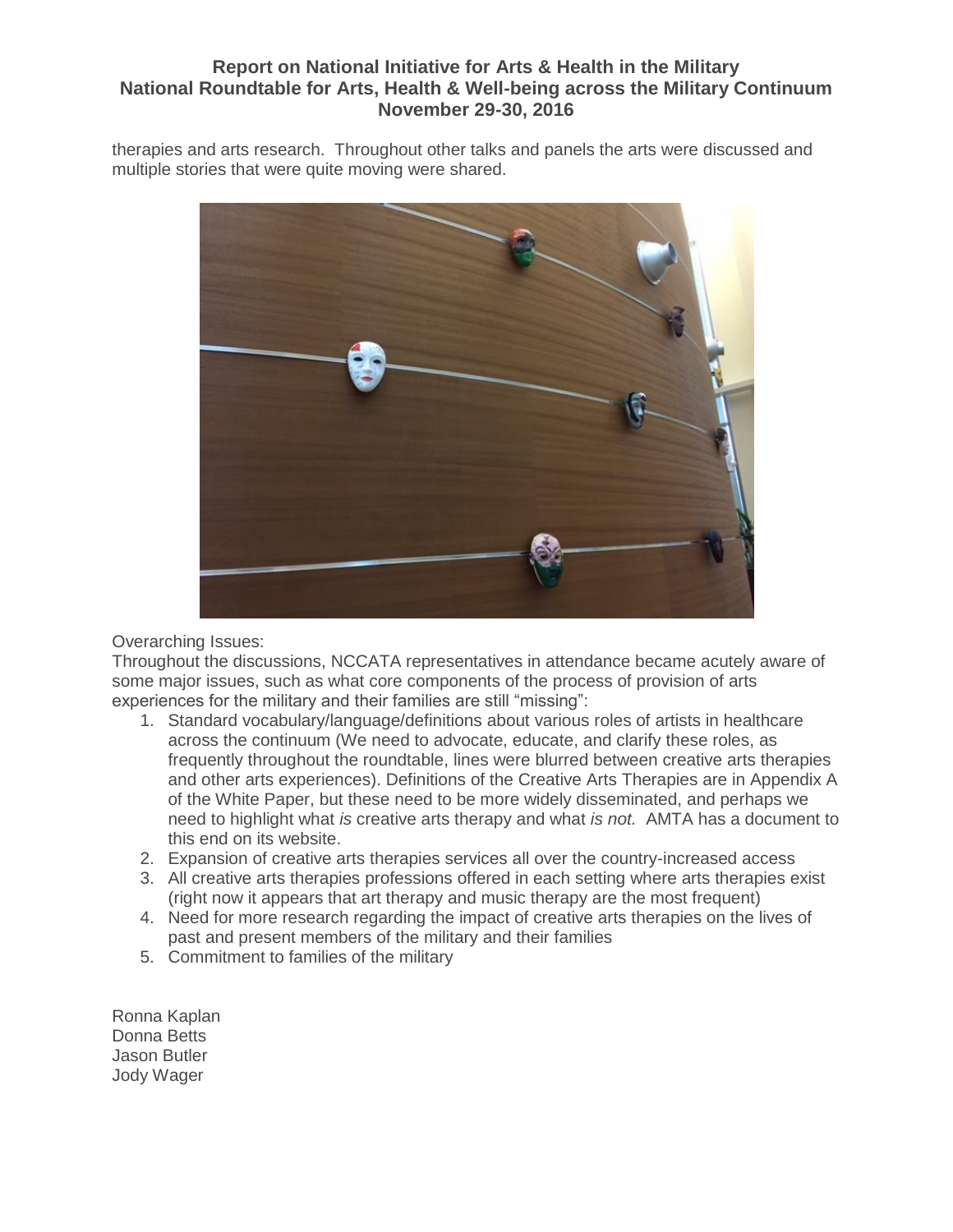therapies and arts research. Throughout other talks and panels the arts were discussed and multiple stories that were quite moving were shared.

Overarching Issues:
Throughout the discussions, NCCATA representatives in attendance became acutely aware of some major issues, such as what core components of the process of provision of arts experiences for the military and their families are still "missing":

1. Standard vocabulary/language/definitions about various roles of artists in healthcare across the continuum (We need to advocate, educate, and clarify these roles, as frequently throughout the roundtable, lines were blurred between creative arts therapies and other arts experiences). Definitions of the Creative Arts Therapies are in Appendix A of the White Paper, but these need to be more widely disseminated, and perhaps we need to highlight what *is* creative arts therapy and what *is not.* AMTA has a document to this end on its website.
2. Expansion of creative arts therapies services all over the country-increased access
3. All creative arts therapies professions offered in each setting where arts therapies exist (right now it appears that art therapy and music therapy are the most frequent)
4. Need for more research regarding the impact of creative arts therapies on the lives of past and present members of the military and their families
5. Commitment to families of the military

Ronna Kaplan
Donna Betts
Jason Butler
Jody Wager